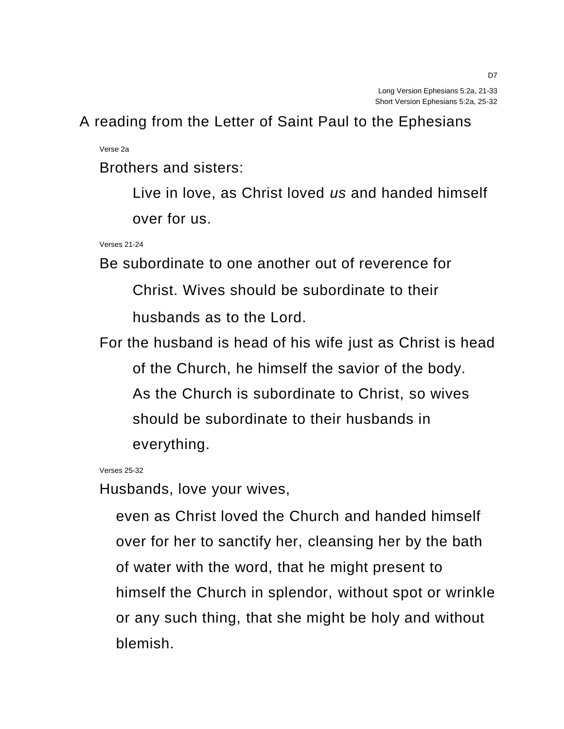D7

Long Version Ephesians 5:2a, 21-33
Short Version Ephesians 5:2a, 25-32

A reading from the Letter of Saint Paul to the Ephesians

Verse 2a

Brothers and sisters:

Live in love, as Christ loved *us* and handed himself over for us.

Verses 21-24

Be subordinate to one another out of reverence for Christ. Wives should be subordinate to their husbands as to the Lord.

For the husband is head of his wife just as Christ is head of the Church, he himself the savior of the body. As the Church is subordinate to Christ, so wives should be subordinate to their husbands in everything.

Verses 25-32

Husbands, love your wives,

even as Christ loved the Church and handed himself over for her to sanctify her, cleansing her by the bath of water with the word, that he might present to himself the Church in splendor, without spot or wrinkle or any such thing, that she might be holy and without blemish.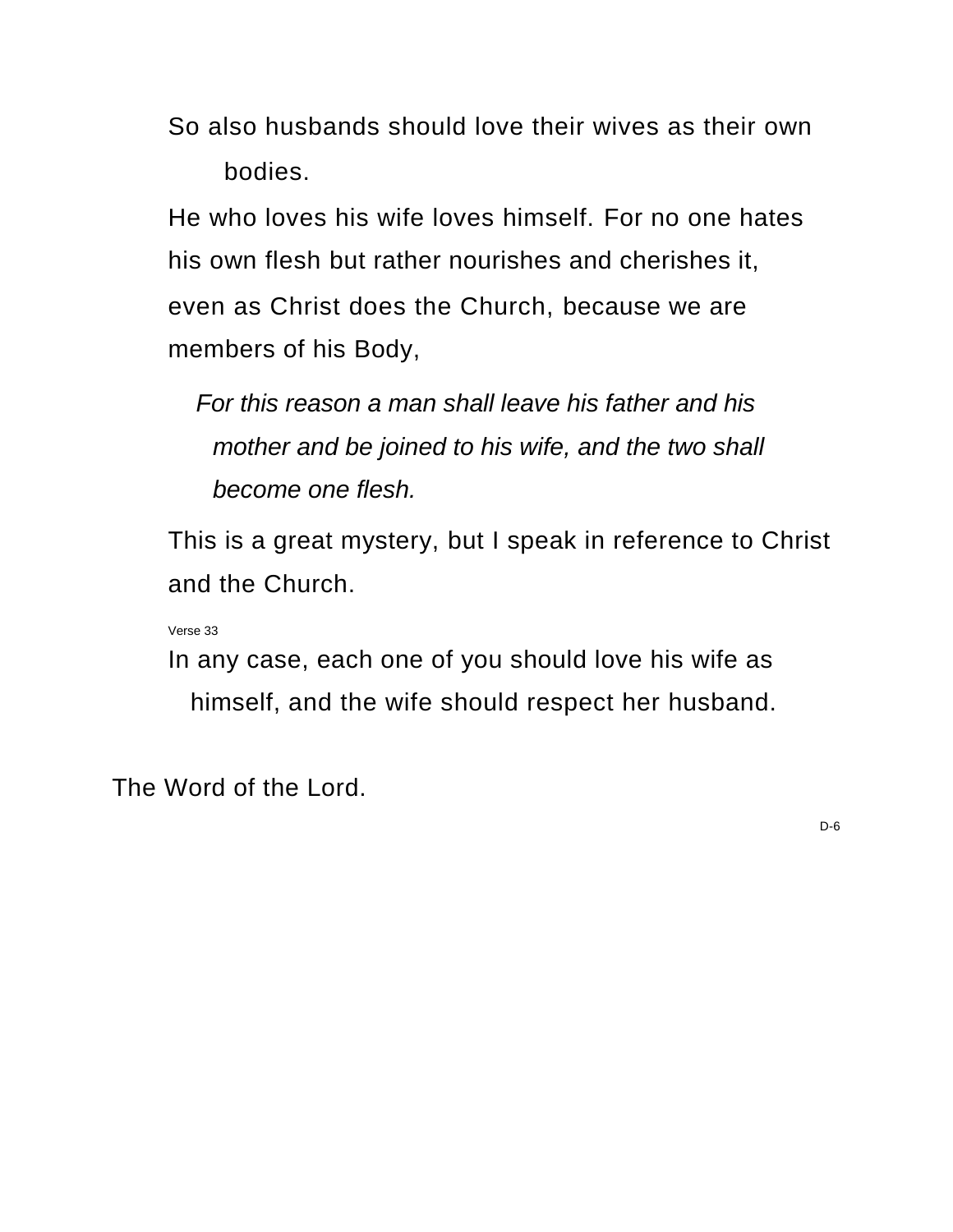So also husbands should love their wives as their own bodies.

He who loves his wife loves himself. For no one hates his own flesh but rather nourishes and cherishes it, even as Christ does the Church, because we are members of his Body,

*For this reason a man shall leave his father and his mother and be joined to his wife, and the two shall become one flesh.*

This is a great mystery, but I speak in reference to Christ and the Church.

Verse 33

In any case, each one of you should love his wife as himself, and the wife should respect her husband.

The Word of the Lord.

D-6